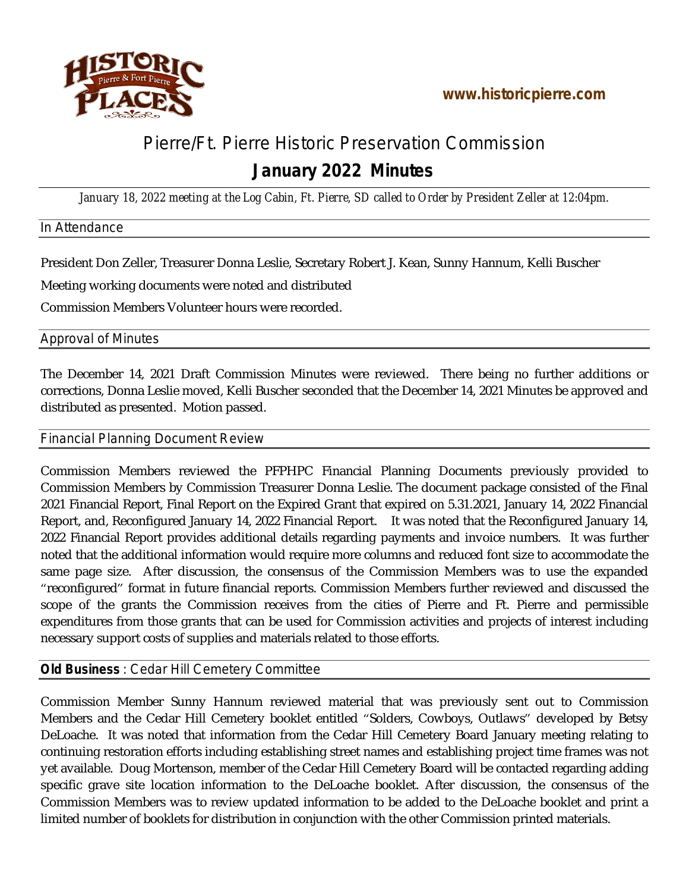www.historicpierre.com

# Pierre/Ft. Pierre Historic Preservation Commission

## January 2022 Minutes

*January 18, 2022 meeting at the Log Cabin, Ft. Pierre, SD called to Order by President Zeller at 12:04pm.*

### In Attendance

President Don Zeller, Treasurer Donna Leslie, Secretary Robert J. Kean, Sunny Hannum, Kelli Buscher

Meeting working documents were noted and distributed

Commission Members Volunteer hours were recorded.

### Approval of Minutes

The December 14, 2021 Draft Commission Minutes were reviewed. There being no further additions or corrections, Donna Leslie moved, Kelli Buscher seconded that the December 14, 2021 Minutes be approved and distributed as presented. Motion passed.

### Financial Planning Document Review

Commission Members reviewed the PFPHPC Financial Planning Documents previously provided to Commission Members by Commission Treasurer Donna Leslie. The document package consisted of the Final 2021 Financial Report, Final Report on the Expired Grant that expired on 5.31.2021, January 14, 2022 Financial Report, and, Reconfigured January 14, 2022 Financial Report. It was noted that the Reconfigured January 14, 2022 Financial Report provides additional details regarding payments and invoice numbers. It was further noted that the additional information would require more columns and reduced font size to accommodate the same page size. After discussion, the consensus of the Commission Members was to use the expanded "reconfigured" format in future financial reports. Commission Members further reviewed and discussed the scope of the grants the Commission receives from the cities of Pierre and Ft. Pierre and permissible expenditures from those grants that can be used for Commission activities and projects of interest including necessary support costs of supplies and materials related to those efforts.

### **Old Business** : Cedar Hill Cemetery Committee

Commission Member Sunny Hannum reviewed material that was previously sent out to Commission Members and the Cedar Hill Cemetery booklet entitled "Solders, Cowboys, Outlaws" developed by Betsy DeLoache. It was noted that information from the Cedar Hill Cemetery Board January meeting relating to continuing restoration efforts including establishing street names and establishing project time frames was not yet available. Doug Mortenson, member of the Cedar Hill Cemetery Board will be contacted regarding adding specific grave site location information to the DeLoache booklet. After discussion, the consensus of the Commission Members was to review updated information to be added to the DeLoache booklet and print a limited number of booklets for distribution in conjunction with the other Commission printed materials.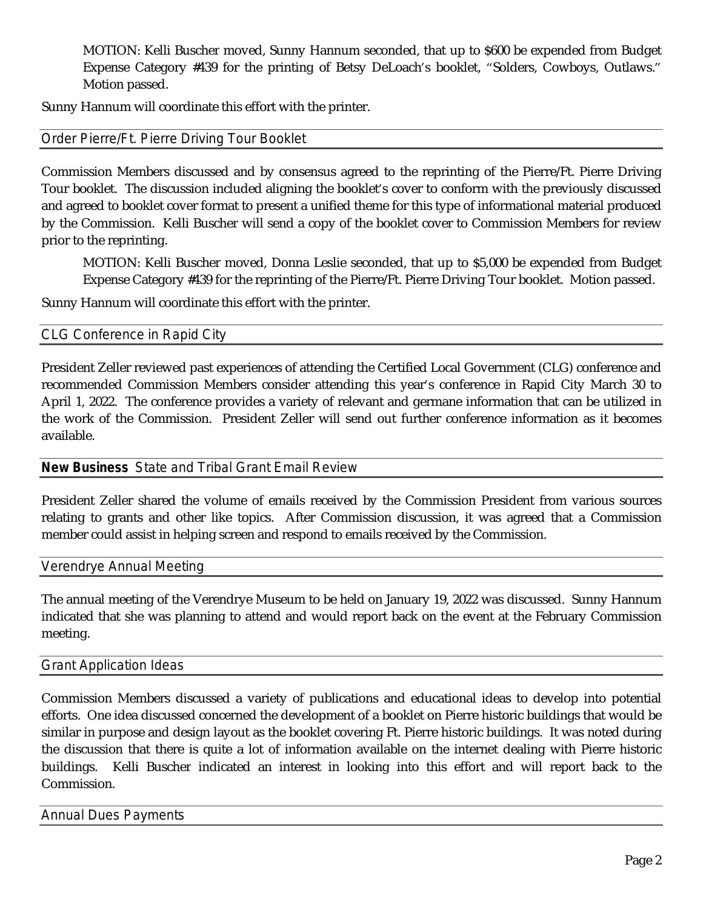MOTION: Kelli Buscher moved, Sunny Hannum seconded, that up to $600 be expended from Budget Expense Category #439 for the printing of Betsy DeLoach's booklet, "Solders, Cowboys, Outlaws." Motion passed.

Sunny Hannum will coordinate this effort with the printer.

## Order Pierre/Ft. Pierre Driving Tour Booklet

Commission Members discussed and by consensus agreed to the reprinting of the Pierre/Ft. Pierre Driving Tour booklet. The discussion included aligning the booklet's cover to conform with the previously discussed and agreed to booklet cover format to present a unified theme for this type of informational material produced by the Commission. Kelli Buscher will send a copy of the booklet cover to Commission Members for review prior to the reprinting.

MOTION: Kelli Buscher moved, Donna Leslie seconded, that up to $5,000 be expended from Budget Expense Category #439 for the reprinting of the Pierre/Ft. Pierre Driving Tour booklet. Motion passed.

Sunny Hannum will coordinate this effort with the printer.

## CLG Conference in Rapid City

President Zeller reviewed past experiences of attending the Certified Local Government (CLG) conference and recommended Commission Members consider attending this year's conference in Rapid City March 30 to April 1, 2022. The conference provides a variety of relevant and germane information that can be utilized in the work of the Commission. President Zeller will send out further conference information as it becomes available.

## **New Business** State and Tribal Grant Email Review

President Zeller shared the volume of emails received by the Commission President from various sources relating to grants and other like topics. After Commission discussion, it was agreed that a Commission member could assist in helping screen and respond to emails received by the Commission.

## Verendrye Annual Meeting

The annual meeting of the Verendrye Museum to be held on January 19, 2022 was discussed. Sunny Hannum indicated that she was planning to attend and would report back on the event at the February Commission meeting.

## Grant Application Ideas

Commission Members discussed a variety of publications and educational ideas to develop into potential efforts. One idea discussed concerned the development of a booklet on Pierre historic buildings that would be similar in purpose and design layout as the booklet covering Ft. Pierre historic buildings. It was noted during the discussion that there is quite a lot of information available on the internet dealing with Pierre historic buildings. Kelli Buscher indicated an interest in looking into this effort and will report back to the Commission.

## Annual Dues Payments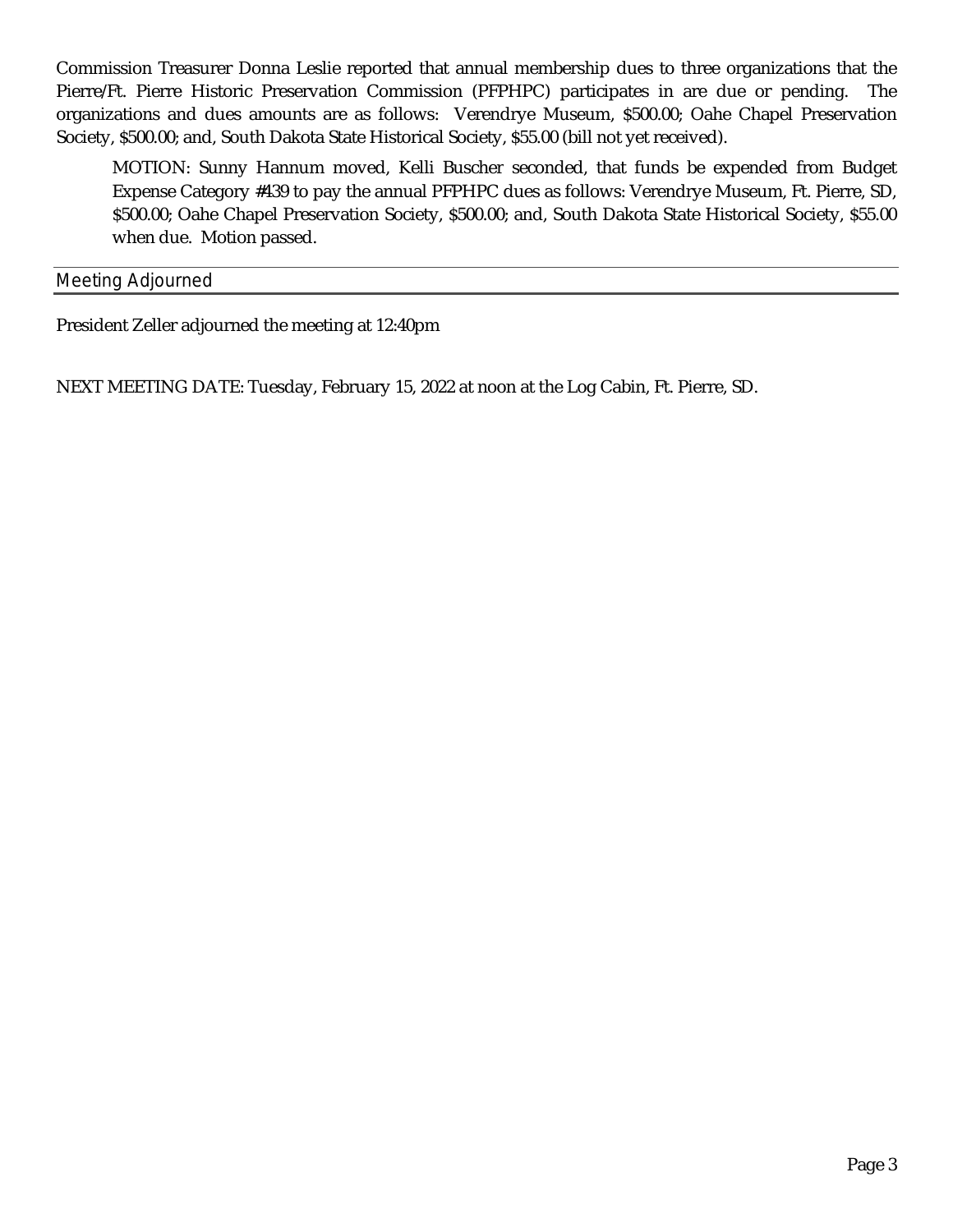Commission Treasurer Donna Leslie reported that annual membership dues to three organizations that the Pierre/Ft. Pierre Historic Preservation Commission (PFPHPC) participates in are due or pending. The organizations and dues amounts are as follows: Verendrye Museum, $500.00; Oahe Chapel Preservation Society, $500.00; and, South Dakota State Historical Society, $55.00 (bill not yet received).

> MOTION: Sunny Hannum moved, Kelli Buscher seconded, that funds be expended from Budget Expense Category #439 to pay the annual PFPHPC dues as follows: Verendrye Museum, Ft. Pierre, SD, $500.00; Oahe Chapel Preservation Society, $500.00; and, South Dakota State Historical Society, $55.00 when due. Motion passed.

## Meeting Adjourned

President Zeller adjourned the meeting at 12:40pm

NEXT MEETING DATE: Tuesday, February 15, 2022 at noon at the Log Cabin, Ft. Pierre, SD.